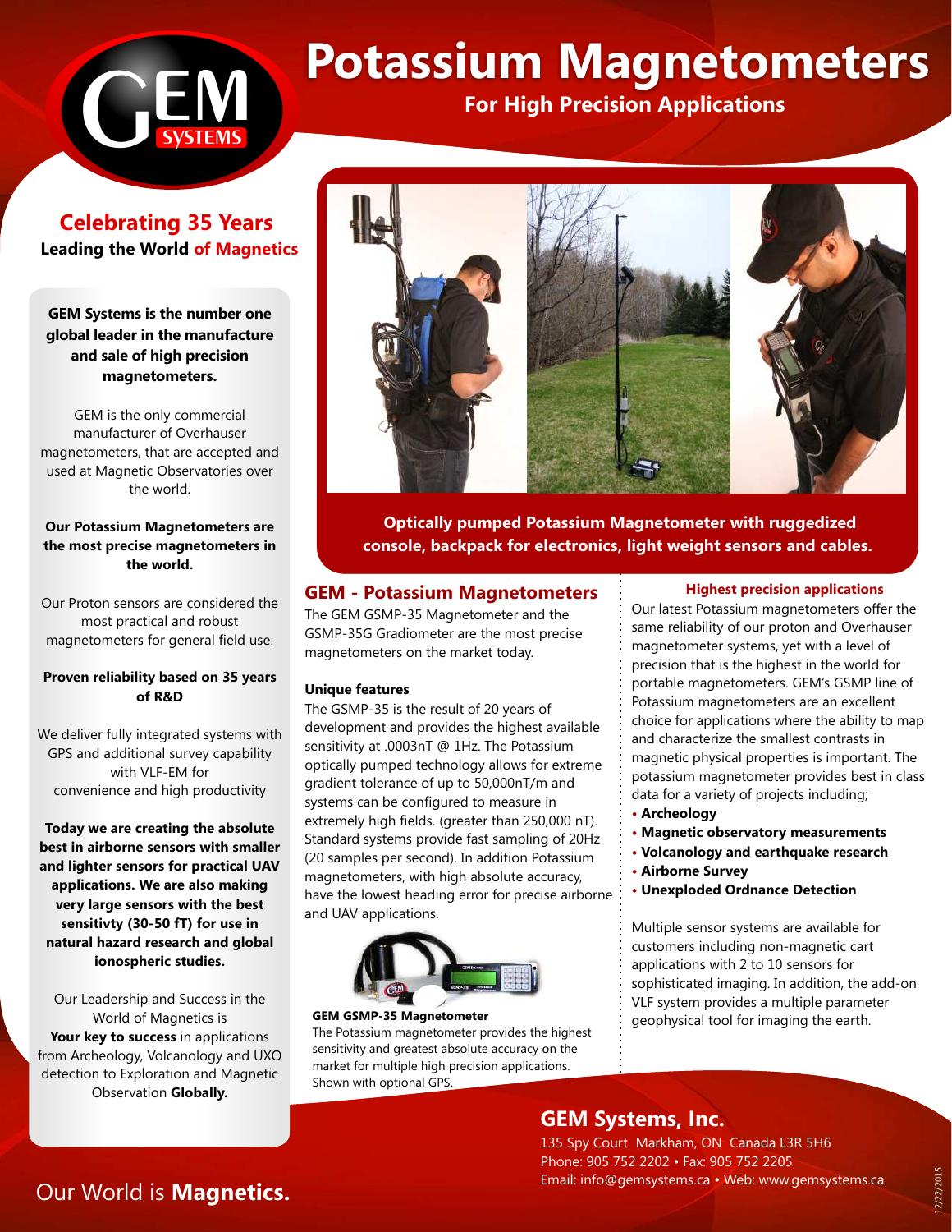# Potassium Magnetometers

**For High Precision Applications**

## Celebrating 35 Years

**Leading the World of Magnetics**

**GEM Systems is the number one global leader in the manufacture and sale of high precision magnetometers.**

GEM is the only commercial manufacturer of Overhauser magnetometers, that are accepted and used at Magnetic Observatories over the world.

**Our Potassium Magnetometers are the most precise magnetometers in the world.**

Our Proton sensors are considered the most practical and robust magnetometers for general field use.

**Proven reliability based on 35 years of R&D**

We deliver fully integrated systems with GPS and additional survey capability with VLF-EM for convenience and high productivity

**Today we are creating the absolute best in airborne sensors with smaller and lighter sensors for practical UAV applications. We are also making very large sensors with the best sensitivty (30-50 fT) for use in natural hazard research and global ionospheric studies.**

Our Leadership and Success in the World of Magnetics is **Your key to success** in applications from Archeology, Volcanology and UXO detection to Exploration and Magnetic Observation **Globally.**

**Optically pumped Potassium Magnetometer with ruggedized console, backpack for electronics, light weight sensors and cables.**

## GEM - Potassium Magnetometers

The GEM GSMP-35 Magnetometer and the GSMP-35G Gradiometer are the most precise magnetometers on the market today.

### Unique features

The GSMP-35 is the result of 20 years of development and provides the highest available sensitivity at .0003nT @ 1Hz. The Potassium optically pumped technology allows for extreme gradient tolerance of up to 50,000nT/m and systems can be configured to measure in extremely high fields. (greater than 250,000 nT). Standard systems provide fast sampling of 20Hz (20 samples per second). In addition Potassium magnetometers, with high absolute accuracy, have the lowest heading error for precise airborne and UAV applications.

**GEM GSMP-35 Magnetometer**

The Potassium magnetometer provides the highest sensitivity and greatest absolute accuracy on the market for multiple high precision applications. Shown with optional GPS.

### Highest precision applications

Our latest Potassium magnetometers offer the same reliability of our proton and Overhauser magnetometer systems, yet with a level of precision that is the highest in the world for portable magnetometers. GEM's GSMP line of Potassium magnetometers are an excellent choice for applications where the ability to map and characterize the smallest contrasts in magnetic physical properties is important. The potassium magnetometer provides best in class data for a variety of projects including;

- **Archeology**
- **Magnetic observatory measurements**
- **Volcanology and earthquake research**
- **Airborne Survey**
- **Unexploded Ordnance Detection**

Multiple sensor systems are available for customers including non-magnetic cart applications with 2 to 10 sensors for sophisticated imaging. In addition, the add-on VLF system provides a multiple parameter geophysical tool for imaging the earth.

## GEM Systems, Inc.

135 Spy Court Markham, ON Canada L3R 5H6
Phone: 905 752 2202 • Fax: 905 752 2205
Email: info@gemsystems.ca • Web: www.gemsystems.ca

Our World is **Magnetics.**

12/22/2015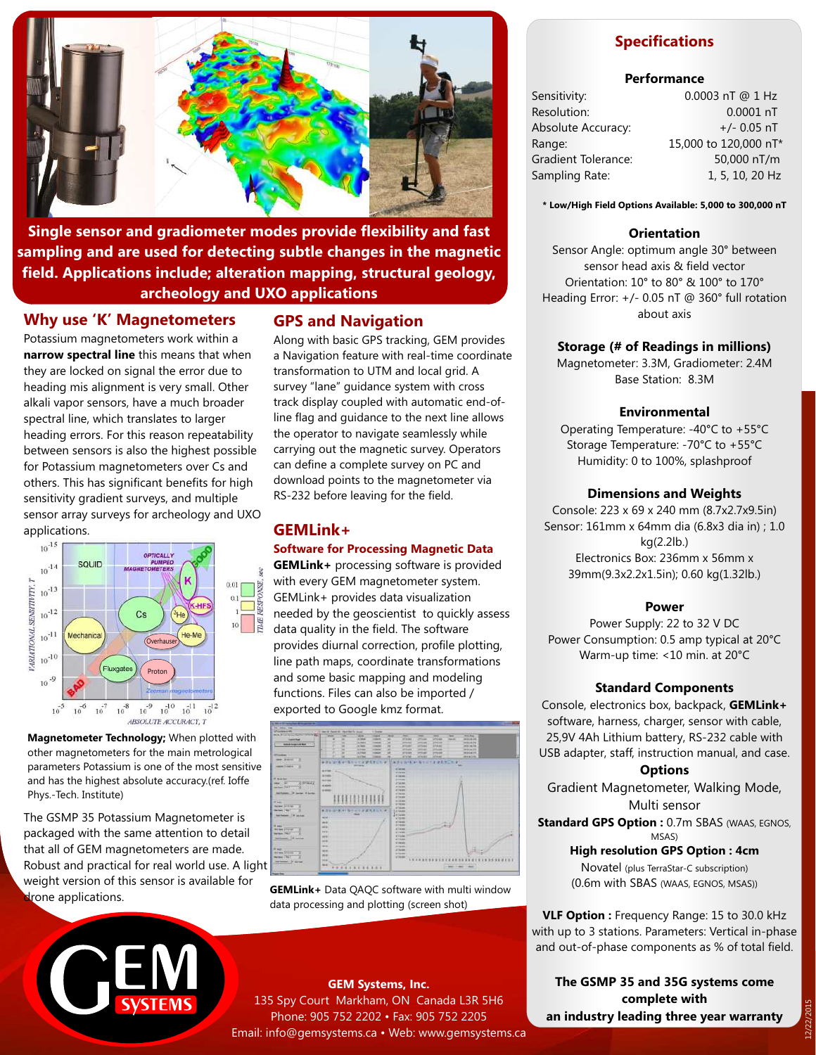**Single sensor and gradiometer modes provide flexibility and fast sampling and are used for detecting subtle changes in the magnetic field. Applications include; alteration mapping, structural geology, archeology and UXO applications**

## Why use 'K' Magnetometers

Potassium magnetometers work within a **narrow spectral line** this means that when they are locked on signal the error due to heading mis alignment is very small. Other alkali vapor sensors, have a much broader spectral line, which translates to larger heading errors. For this reason repeatability between sensors is also the highest possible for Potassium magnetometers over Cs and others. This has significant benefits for high sensitivity gradient surveys, and multiple sensor array surveys for archeology and UXO applications.

$10^{-15}$
$10^{-14}$
$10^{-13}$
$10^{-12}$
$10^{-11}$
$10^{-10}$
$10^{-9}$
VARIATIONAL SENSITIVITY, T
SQUID
OPTICALLY PUMPED MAGNETOMETERS
GOOD
K
K-HFS
Cs
$^{4}$He
He-Me
Mechanical
Overhauser
Fluxgates
Proton
BAD
Zeeman magnetometers
0.01
0.1
1
10
TIME RESPONSE, sec
$10^{-5}$ $10^{-6}$ $10^{-7}$ $10^{-8}$ $10^{-9}$ $10^{-10}$ $10^{-11}$ $10^{-12}$
ABSOLUTE ACCURACY, T

**Magnetometer Technology;** When plotted with other magnetometers for the main metrological parameters Potassium is one of the most sensitive and has the highest absolute accuracy.(ref. Ioffe Phys.-Tech. Institute)

The GSMP 35 Potassium Magnetometer is packaged with the same attention to detail that all of GEM magnetometers are made. Robust and practical for real world use. A light weight version of this sensor is available for drone applications.

## GPS and Navigation

Along with basic GPS tracking, GEM provides a Navigation feature with real-time coordinate transformation to UTM and local grid. A survey "lane" guidance system with cross track display coupled with automatic end-of-line flag and guidance to the next line allows the operator to navigate seamlessly while carrying out the magnetic survey. Operators can define a complete survey on PC and download points to the magnetometer via RS-232 before leaving for the field.

## GEMLink+

### Software for Processing Magnetic Data

**GEMLink+** processing software is provided with every GEM magnetometer system. GEMLink+ provides data visualization needed by the geoscientist to quickly assess data quality in the field. The software provides diurnal correction, profile plotting, line path maps, coordinate transformations and some basic mapping and modeling functions. Files can also be imported / exported to Google kmz format.

**GEMLink+** Data QAQC software with multi window data processing and plotting (screen shot)

## Specifications

### Performance

| | |
|---|---|
| Sensitivity: | 0.0003 nT @ 1 Hz |
| Resolution: | 0.0001 nT |
| Absolute Accuracy: | +/- 0.05 nT |
| Range: | 15,000 to 120,000 nT* |
| Gradient Tolerance: | 50,000 nT/m |
| Sampling Rate: | 1, 5, 10, 20 Hz |

**\* Low/High Field Options Available: 5,000 to 300,000 nT**

### Orientation

Sensor Angle: optimum angle 30° between sensor head axis & field vector
Orientation: 10° to 80° & 100° to 170°
Heading Error: +/- 0.05 nT @ 360° full rotation about axis

### Storage (# of Readings in millions)

Magnetometer: 3.3M, Gradiometer: 2.4M
Base Station: 8.3M

### Environmental

Operating Temperature: -40°C to +55°C
Storage Temperature: -70°C to +55°C
Humidity: 0 to 100%, splashproof

### Dimensions and Weights

Console: 223 x 69 x 240 mm (8.7x2.7x9.5in)
Sensor: 161mm x 64mm dia (6.8x3 dia in) ; 1.0 kg(2.2lb.)
Electronics Box: 236mm x 56mm x 39mm(9.3x2.2x1.5in); 0.60 kg(1.32lb.)

### Power

Power Supply: 22 to 32 V DC
Power Consumption: 0.5 amp typical at 20°C
Warm-up time: <10 min. at 20°C

### Standard Components

Console, electronics box, backpack, **GEMLink+** software, harness, charger, sensor with cable, 25,9V 4Ah Lithium battery, RS-232 cable with USB adapter, staff, instruction manual, and case.

### Options

Gradient Magnetometer, Walking Mode, Multi sensor

**Standard GPS Option :** 0.7m SBAS (WAAS, EGNOS, MSAS)

**High resolution GPS Option : 4cm**
Novatel (plus TerraStar-C subscription)
(0.6m with SBAS (WAAS, EGNOS, MSAS))

**VLF Option :** Frequency Range: 15 to 30.0 kHz with up to 3 stations. Parameters: Vertical in-phase and out-of-phase components as % of total field.

**The GSMP 35 and 35G systems come complete with an industry leading three year warranty**

GEM SYSTEMS

**GEM Systems, Inc.**
135 Spy Court Markham, ON Canada L3R 5H6
Phone: 905 752 2202 • Fax: 905 752 2205
Email: info@gemsystems.ca • Web: www.gemsystems.ca

12/22/2015